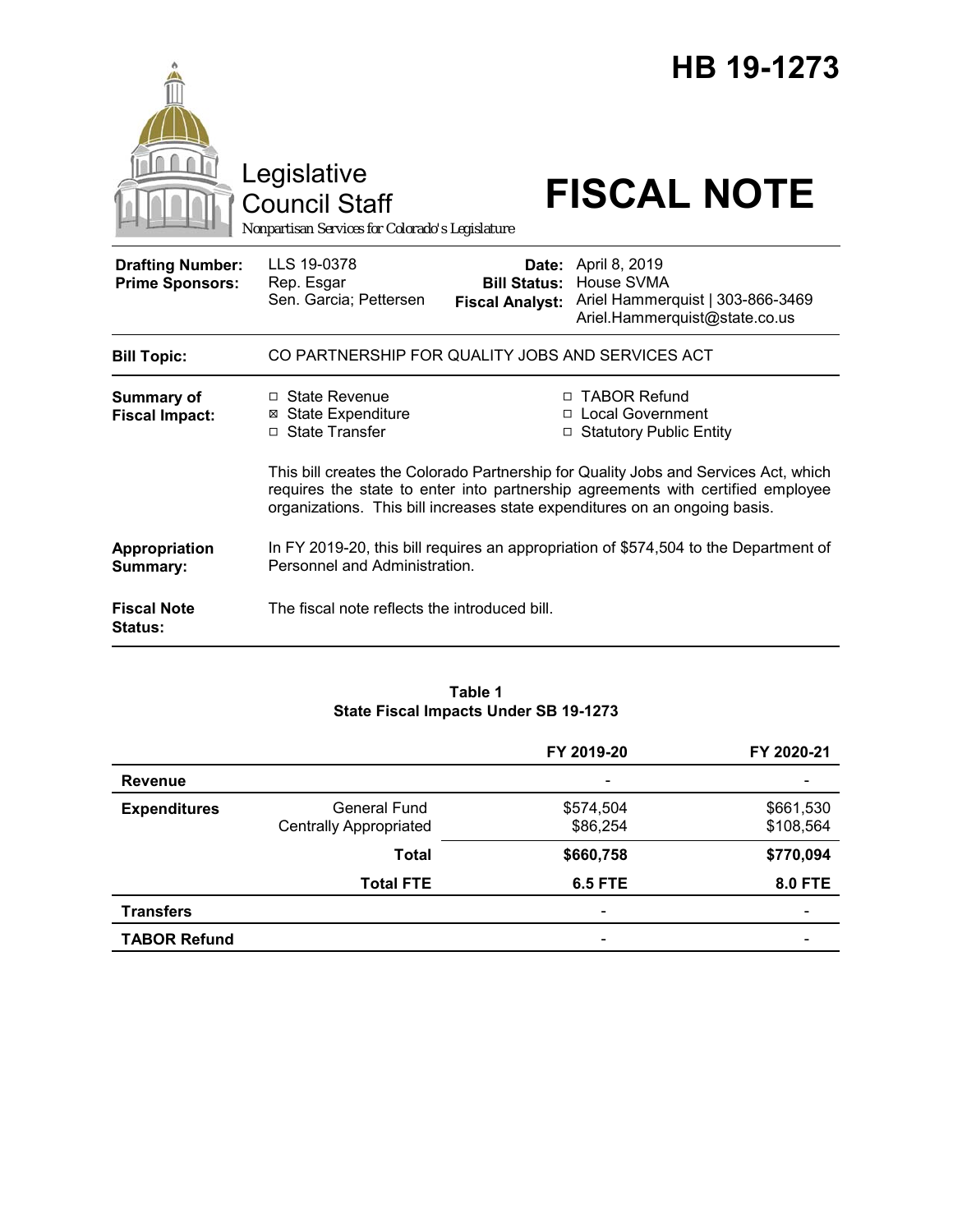# HB 19-1273

Legislative Council Staff

*Nonpartisan Services for Colorado's Legislature*

# FISCAL NOTE

| | | | |
|---|---|---|---|
| **Drafting Number:** | LLS 19-0378 | **Date:** | April 8, 2019 |
| **Prime Sponsors:** | Rep. Esgar<br>Sen. Garcia; Pettersen | **Bill Status:** | House SVMA |
| | | **Fiscal Analyst:** | Ariel Hammerquist \| 303-866-3469<br>Ariel.Hammerquist@state.co.us |

**Bill Topic:** CO PARTNERSHIP FOR QUALITY JOBS AND SERVICES ACT

**Summary of Fiscal Impact:**

- ☐ State Revenue
- ☒ State Expenditure
- ☐ State Transfer
- ☐ TABOR Refund
- ☐ Local Government
- ☐ Statutory Public Entity

This bill creates the Colorado Partnership for Quality Jobs and Services Act, which requires the state to enter into partnership agreements with certified employee organizations. This bill increases state expenditures on an ongoing basis.

**Appropriation Summary:** In FY 2019-20, this bill requires an appropriation of $574,504 to the Department of Personnel and Administration.

**Fiscal Note Status:** The fiscal note reflects the introduced bill.

**Table 1**
**State Fiscal Impacts Under SB 19-1273**

| | | FY 2019-20 | FY 2020-21 |
|---|---|---|---|
| **Revenue** | | - | - |
| **Expenditures** | General Fund<br>Centrally Appropriated | $574,504<br>$86,254 | $661,530<br>$108,564 |
| | **Total** | **$660,758** | **$770,094** |
| | **Total FTE** | **6.5 FTE** | **8.0 FTE** |
| **Transfers** | | - | - |
| **TABOR Refund** | | - | - |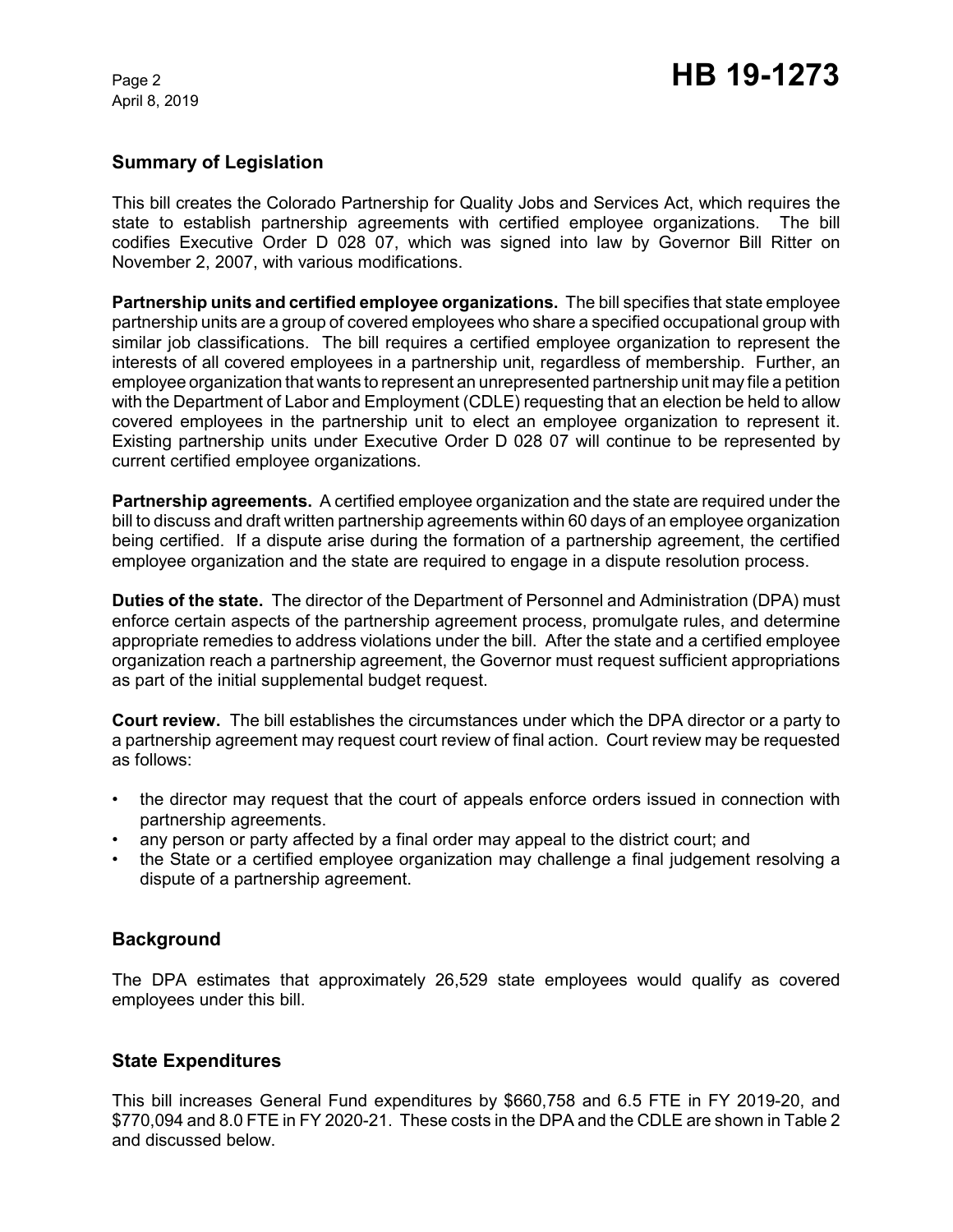## Summary of Legislation

This bill creates the Colorado Partnership for Quality Jobs and Services Act, which requires the state to establish partnership agreements with certified employee organizations. The bill codifies Executive Order D 028 07, which was signed into law by Governor Bill Ritter on November 2, 2007, with various modifications.

**Partnership units and certified employee organizations.** The bill specifies that state employee partnership units are a group of covered employees who share a specified occupational group with similar job classifications. The bill requires a certified employee organization to represent the interests of all covered employees in a partnership unit, regardless of membership. Further, an employee organization that wants to represent an unrepresented partnership unit may file a petition with the Department of Labor and Employment (CDLE) requesting that an election be held to allow covered employees in the partnership unit to elect an employee organization to represent it. Existing partnership units under Executive Order D 028 07 will continue to be represented by current certified employee organizations.

**Partnership agreements.** A certified employee organization and the state are required under the bill to discuss and draft written partnership agreements within 60 days of an employee organization being certified. If a dispute arise during the formation of a partnership agreement, the certified employee organization and the state are required to engage in a dispute resolution process.

**Duties of the state.** The director of the Department of Personnel and Administration (DPA) must enforce certain aspects of the partnership agreement process, promulgate rules, and determine appropriate remedies to address violations under the bill. After the state and a certified employee organization reach a partnership agreement, the Governor must request sufficient appropriations as part of the initial supplemental budget request.

**Court review.** The bill establishes the circumstances under which the DPA director or a party to a partnership agreement may request court review of final action. Court review may be requested as follows:

- the director may request that the court of appeals enforce orders issued in connection with partnership agreements.
- any person or party affected by a final order may appeal to the district court; and
- the State or a certified employee organization may challenge a final judgement resolving a dispute of a partnership agreement.

## Background

The DPA estimates that approximately 26,529 state employees would qualify as covered employees under this bill.

## State Expenditures

This bill increases General Fund expenditures by $660,758 and 6.5 FTE in FY 2019-20, and $770,094 and 8.0 FTE in FY 2020-21. These costs in the DPA and the CDLE are shown in Table 2 and discussed below.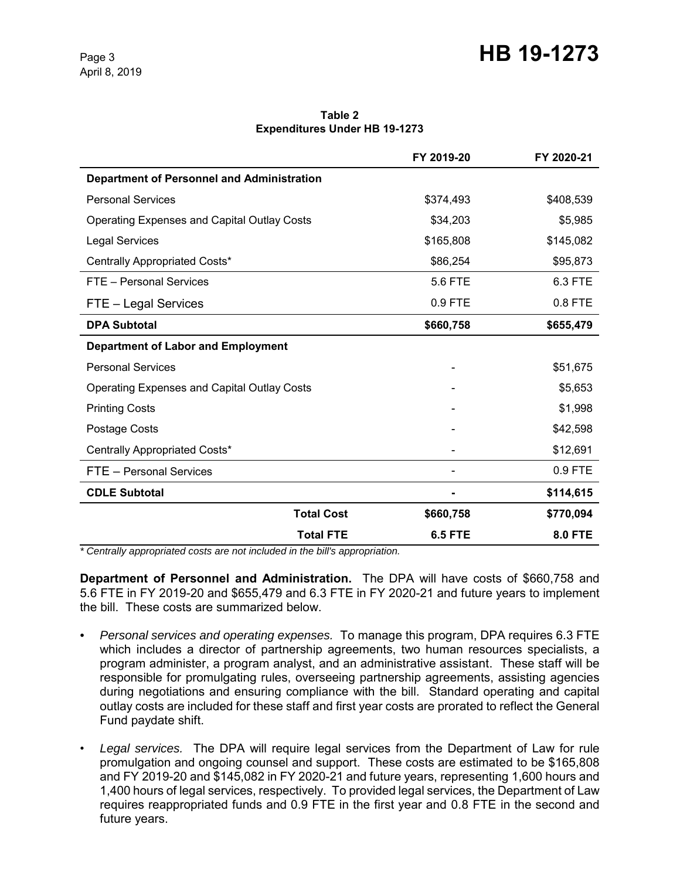**Table 2**
**Expenditures Under HB 19-1273**

| | FY 2019-20 | FY 2020-21 |
|---|---|---|
| **Department of Personnel and Administration** | | |
| Personal Services | $374,493 | $408,539 |
| Operating Expenses and Capital Outlay Costs | $34,203 | $5,985 |
| Legal Services | $165,808 | $145,082 |
| Centrally Appropriated Costs* | $86,254 | $95,873 |
| FTE – Personal Services | 5.6 FTE | 6.3 FTE |
| FTE – Legal Services | 0.9 FTE | 0.8 FTE |
| **DPA Subtotal** | **$660,758** | **$655,479** |
| **Department of Labor and Employment** | | |
| Personal Services | - | $51,675 |
| Operating Expenses and Capital Outlay Costs | - | $5,653 |
| Printing Costs | - | $1,998 |
| Postage Costs | - | $42,598 |
| Centrally Appropriated Costs* | - | $12,691 |
| FTE – Personal Services | - | 0.9 FTE |
| **CDLE Subtotal** | **-** | **$114,615** |
| **Total Cost** | **$660,758** | **$770,094** |
| **Total FTE** | **6.5 FTE** | **8.0 FTE** |

*\* Centrally appropriated costs are not included in the bill's appropriation.*

**Department of Personnel and Administration.** The DPA will have costs of $660,758 and 5.6 FTE in FY 2019-20 and $655,479 and 6.3 FTE in FY 2020-21 and future years to implement the bill. These costs are summarized below.

- *Personal services and operating expenses.* To manage this program, DPA requires 6.3 FTE which includes a director of partnership agreements, two human resources specialists, a program administer, a program analyst, and an administrative assistant. These staff will be responsible for promulgating rules, overseeing partnership agreements, assisting agencies during negotiations and ensuring compliance with the bill. Standard operating and capital outlay costs are included for these staff and first year costs are prorated to reflect the General Fund paydate shift.

- *Legal services.* The DPA will require legal services from the Department of Law for rule promulgation and ongoing counsel and support. These costs are estimated to be $165,808 and FY 2019-20 and $145,082 in FY 2020-21 and future years, representing 1,600 hours and 1,400 hours of legal services, respectively. To provided legal services, the Department of Law requires reappropriated funds and 0.9 FTE in the first year and 0.8 FTE in the second and future years.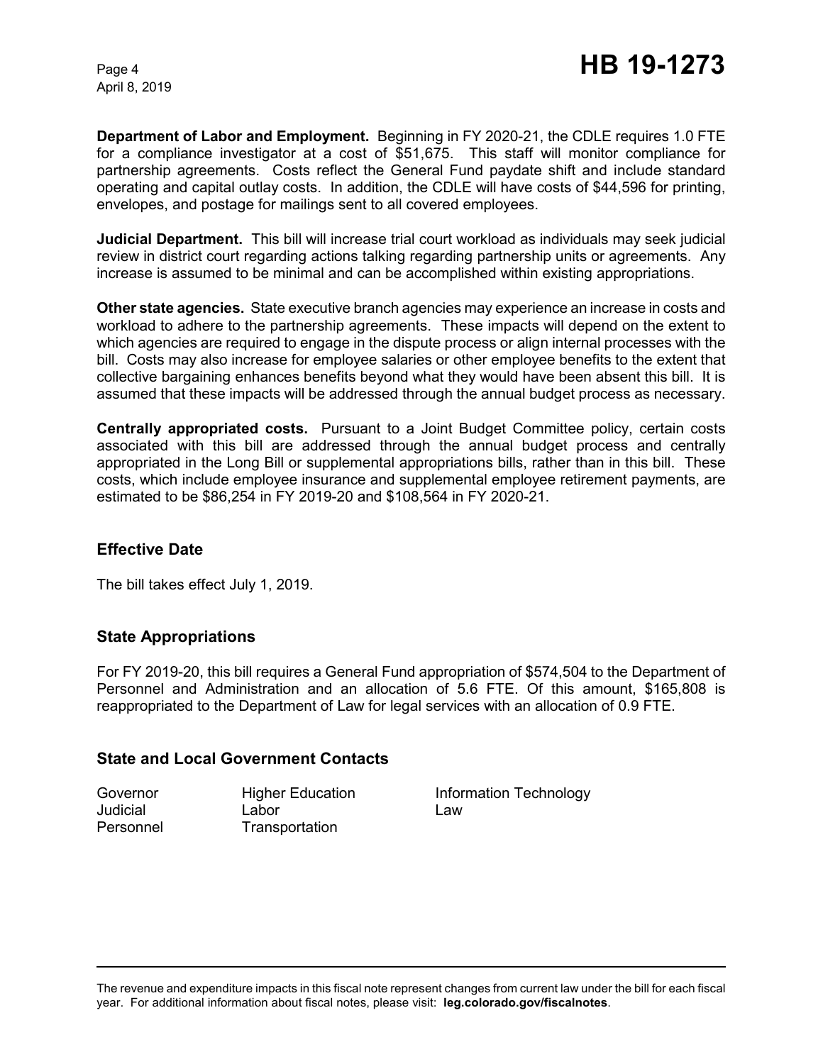**Department of Labor and Employment.** Beginning in FY 2020-21, the CDLE requires 1.0 FTE for a compliance investigator at a cost of $51,675. This staff will monitor compliance for partnership agreements. Costs reflect the General Fund paydate shift and include standard operating and capital outlay costs. In addition, the CDLE will have costs of $44,596 for printing, envelopes, and postage for mailings sent to all covered employees.

**Judicial Department.** This bill will increase trial court workload as individuals may seek judicial review in district court regarding actions talking regarding partnership units or agreements. Any increase is assumed to be minimal and can be accomplished within existing appropriations.

**Other state agencies.** State executive branch agencies may experience an increase in costs and workload to adhere to the partnership agreements. These impacts will depend on the extent to which agencies are required to engage in the dispute process or align internal processes with the bill. Costs may also increase for employee salaries or other employee benefits to the extent that collective bargaining enhances benefits beyond what they would have been absent this bill. It is assumed that these impacts will be addressed through the annual budget process as necessary.

**Centrally appropriated costs.** Pursuant to a Joint Budget Committee policy, certain costs associated with this bill are addressed through the annual budget process and centrally appropriated in the Long Bill or supplemental appropriations bills, rather than in this bill. These costs, which include employee insurance and supplemental employee retirement payments, are estimated to be $86,254 in FY 2019-20 and $108,564 in FY 2020-21.

## Effective Date

The bill takes effect July 1, 2019.

## State Appropriations

For FY 2019-20, this bill requires a General Fund appropriation of $574,504 to the Department of Personnel and Administration and an allocation of 5.6 FTE. Of this amount, $165,808 is reappropriated to the Department of Law for legal services with an allocation of 0.9 FTE.

## State and Local Government Contacts

| | | |
|---|---|---|
| Governor | Higher Education | Information Technology |
| Judicial | Labor | Law |
| Personnel | Transportation | |

The revenue and expenditure impacts in this fiscal note represent changes from current law under the bill for each fiscal year. For additional information about fiscal notes, please visit: **leg.colorado.gov/fiscalnotes**.